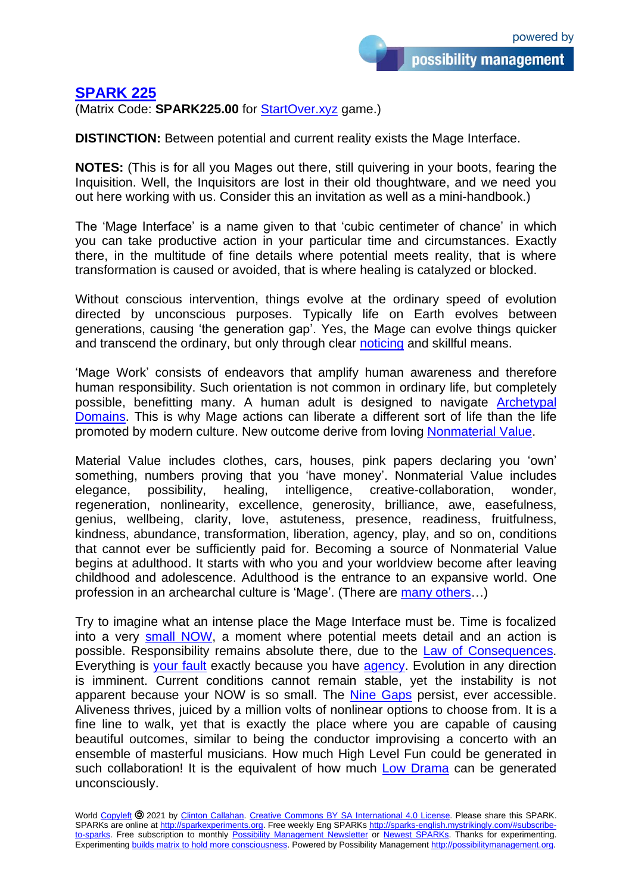# SPARK 225

(Matrix Code: **SPARK225.00** for StartOver.xyz game.)

**DISTINCTION:** Between potential and current reality exists the Mage Interface.

**NOTES:** (This is for all you Mages out there, still quivering in your boots, fearing the Inquisition. Well, the Inquisitors are lost in their old thoughtware, and we need you out here working with us. Consider this an invitation as well as a mini-handbook.)

The 'Mage Interface' is a name given to that 'cubic centimeter of chance' in which you can take productive action in your particular time and circumstances. Exactly there, in the multitude of fine details where potential meets reality, that is where transformation is caused or avoided, that is where healing is catalyzed or blocked.

Without conscious intervention, things evolve at the ordinary speed of evolution directed by unconscious purposes. Typically life on Earth evolves between generations, causing 'the generation gap'. Yes, the Mage can evolve things quicker and transcend the ordinary, but only through clear noticing and skillful means.

'Mage Work' consists of endeavors that amplify human awareness and therefore human responsibility. Such orientation is not common in ordinary life, but completely possible, benefitting many. A human adult is designed to navigate Archetypal Domains. This is why Mage actions can liberate a different sort of life than the life promoted by modern culture. New outcome derive from loving Nonmaterial Value.

Material Value includes clothes, cars, houses, pink papers declaring you 'own' something, numbers proving that you 'have money'. Nonmaterial Value includes elegance, possibility, healing, intelligence, creative-collaboration, wonder, regeneration, nonlinearity, excellence, generosity, brilliance, awe, easefulness, genius, wellbeing, clarity, love, astuteness, presence, readiness, fruitfulness, kindness, abundance, transformation, liberation, agency, play, and so on, conditions that cannot ever be sufficiently paid for. Becoming a source of Nonmaterial Value begins at adulthood. It starts with who you and your worldview become after leaving childhood and adolescence. Adulthood is the entrance to an expansive world. One profession in an archearchal culture is 'Mage'. (There are many others…)

Try to imagine what an intense place the Mage Interface must be. Time is focalized into a very small NOW, a moment where potential meets detail and an action is possible. Responsibility remains absolute there, due to the Law of Consequences. Everything is your fault exactly because you have agency. Evolution in any direction is imminent. Current conditions cannot remain stable, yet the instability is not apparent because your NOW is so small. The Nine Gaps persist, ever accessible. Aliveness thrives, juiced by a million volts of nonlinear options to choose from. It is a fine line to walk, yet that is exactly the place where you are capable of causing beautiful outcomes, similar to being the conductor improvising a concerto with an ensemble of masterful musicians. How much High Level Fun could be generated in such collaboration! It is the equivalent of how much Low Drama can be generated unconsciously.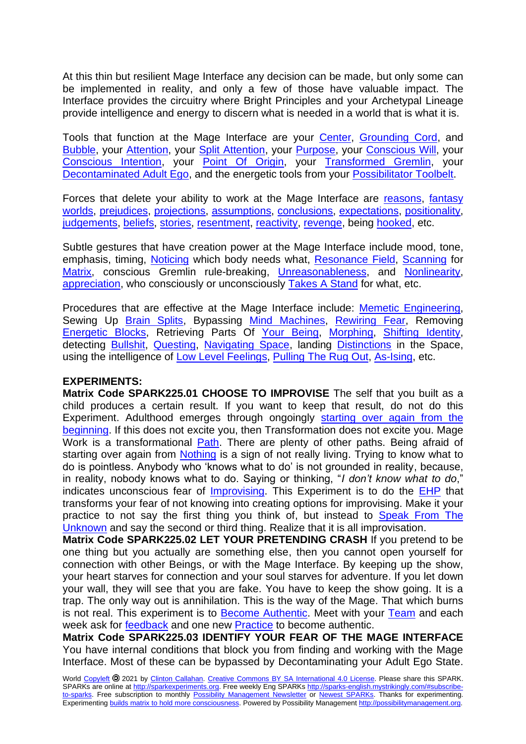At this thin but resilient Mage Interface any decision can be made, but only some can be implemented in reality, and only a few of those have valuable impact. The Interface provides the circuitry where Bright Principles and your Archetypal Lineage provide intelligence and energy to discern what is needed in a world that is what it is.

Tools that function at the Mage Interface are your Center, Grounding Cord, and Bubble, your Attention, your Split Attention, your Purpose, your Conscious Will, your Conscious Intention, your Point Of Origin, your Transformed Gremlin, your Decontaminated Adult Ego, and the energetic tools from your Possibilitator Toolbelt.

Forces that delete your ability to work at the Mage Interface are reasons, fantasy worlds, prejudices, projections, assumptions, conclusions, expectations, positionality, judgements, beliefs, stories, resentment, reactivity, revenge, being hooked, etc.

Subtle gestures that have creation power at the Mage Interface include mood, tone, emphasis, timing, Noticing which body needs what, Resonance Field, Scanning for Matrix, conscious Gremlin rule-breaking, Unreasonableness, and Nonlinearity, appreciation, who consciously or unconsciously Takes A Stand for what, etc.

Procedures that are effective at the Mage Interface include: Memetic Engineering, Sewing Up Brain Splits, Bypassing Mind Machines, Rewiring Fear, Removing Energetic Blocks, Retrieving Parts Of Your Being, Morphing, Shifting Identity, detecting Bullshit, Questing, Navigating Space, landing Distinctions in the Space, using the intelligence of Low Level Feelings, Pulling The Rug Out, As-Ising, etc.

**EXPERIMENTS:**

**Matrix Code SPARK225.01 CHOOSE TO IMPROVISE** The self that you built as a child produces a certain result. If you want to keep that result, do not do this Experiment. Adulthood emerges through ongoingly starting over again from the beginning. If this does not excite you, then Transformation does not excite you. Mage Work is a transformational Path. There are plenty of other paths. Being afraid of starting over again from Nothing is a sign of not really living. Trying to know what to do is pointless. Anybody who 'knows what to do' is not grounded in reality, because, in reality, nobody knows what to do. Saying or thinking, "*I don't know what to do*," indicates unconscious fear of Improvising. This Experiment is to do the EHP that transforms your fear of not knowing into creating options for improvising. Make it your practice to not say the first thing you think of, but instead to Speak From The Unknown and say the second or third thing. Realize that it is all improvisation.

**Matrix Code SPARK225.02 LET YOUR PRETENDING CRASH** If you pretend to be one thing but you actually are something else, then you cannot open yourself for connection with other Beings, or with the Mage Interface. By keeping up the show, your heart starves for connection and your soul starves for adventure. If you let down your wall, they will see that you are fake. You have to keep the show going. It is a trap. The only way out is annihilation. This is the way of the Mage. That which burns is not real. This experiment is to Become Authentic. Meet with your Team and each week ask for feedback and one new Practice to become authentic.

**Matrix Code SPARK225.03 IDENTIFY YOUR FEAR OF THE MAGE INTERFACE** You have internal conditions that block you from finding and working with the Mage Interface. Most of these can be bypassed by Decontaminating your Adult Ego State.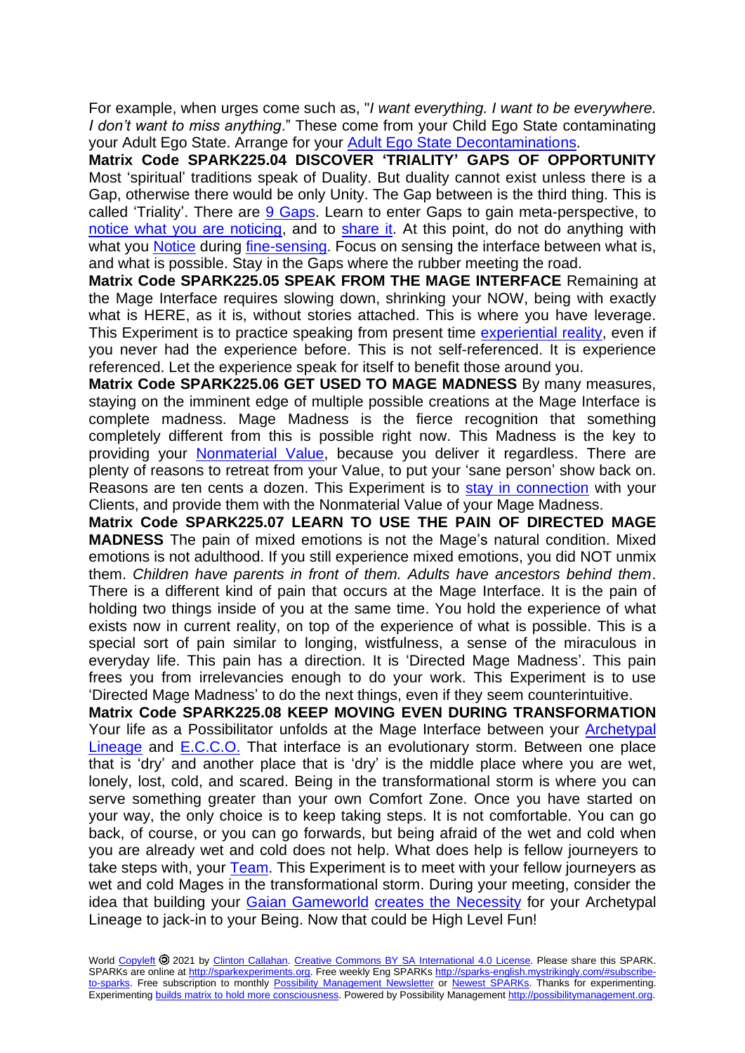For example, when urges come such as, "*I want everything. I want to be everywhere. I don't want to miss anything*." These come from your Child Ego State contaminating your Adult Ego State. Arrange for your Adult Ego State Decontaminations.

**Matrix Code SPARK225.04 DISCOVER 'TRIALITY' GAPS OF OPPORTUNITY** Most 'spiritual' traditions speak of Duality. But duality cannot exist unless there is a Gap, otherwise there would be only Unity. The Gap between is the third thing. This is called 'Triality'. There are 9 Gaps. Learn to enter Gaps to gain meta-perspective, to notice what you are noticing, and to share it. At this point, do not do anything with what you Notice during fine-sensing. Focus on sensing the interface between what is, and what is possible. Stay in the Gaps where the rubber meeting the road.

**Matrix Code SPARK225.05 SPEAK FROM THE MAGE INTERFACE** Remaining at the Mage Interface requires slowing down, shrinking your NOW, being with exactly what is HERE, as it is, without stories attached. This is where you have leverage. This Experiment is to practice speaking from present time experiential reality, even if you never had the experience before. This is not self-referenced. It is experience referenced. Let the experience speak for itself to benefit those around you.

**Matrix Code SPARK225.06 GET USED TO MAGE MADNESS** By many measures, staying on the imminent edge of multiple possible creations at the Mage Interface is complete madness. Mage Madness is the fierce recognition that something completely different from this is possible right now. This Madness is the key to providing your Nonmaterial Value, because you deliver it regardless. There are plenty of reasons to retreat from your Value, to put your 'sane person' show back on. Reasons are ten cents a dozen. This Experiment is to stay in connection with your Clients, and provide them with the Nonmaterial Value of your Mage Madness.

**Matrix Code SPARK225.07 LEARN TO USE THE PAIN OF DIRECTED MAGE MADNESS** The pain of mixed emotions is not the Mage's natural condition. Mixed emotions is not adulthood. If you still experience mixed emotions, you did NOT unmix them. *Children have parents in front of them. Adults have ancestors behind them*. There is a different kind of pain that occurs at the Mage Interface. It is the pain of holding two things inside of you at the same time. You hold the experience of what exists now in current reality, on top of the experience of what is possible. This is a special sort of pain similar to longing, wistfulness, a sense of the miraculous in everyday life. This pain has a direction. It is 'Directed Mage Madness'. This pain frees you from irrelevancies enough to do your work. This Experiment is to use 'Directed Mage Madness' to do the next things, even if they seem counterintuitive.

**Matrix Code SPARK225.08 KEEP MOVING EVEN DURING TRANSFORMATION** Your life as a Possibilitator unfolds at the Mage Interface between your Archetypal Lineage and E.C.C.O. That interface is an evolutionary storm. Between one place that is 'dry' and another place that is 'dry' is the middle place where you are wet, lonely, lost, cold, and scared. Being in the transformational storm is where you can serve something greater than your own Comfort Zone. Once you have started on your way, the only choice is to keep taking steps. It is not comfortable. You can go back, of course, or you can go forwards, but being afraid of the wet and cold when you are already wet and cold does not help. What does help is fellow journeyers to take steps with, your Team. This Experiment is to meet with your fellow journeyers as wet and cold Mages in the transformational storm. During your meeting, consider the idea that building your Gaian Gameworld creates the Necessity for your Archetypal Lineage to jack-in to your Being. Now that could be High Level Fun!

World Copyleft 🄯 2021 by Clinton Callahan. Creative Commons BY SA International 4.0 License. Please share this SPARK. SPARKs are online at http://sparkexperiments.org. Free weekly Eng SPARKs http://sparks-english.mystrikingly.com/#subscribe-to-sparks. Free subscription to monthly Possibility Management Newsletter or Newest SPARKs. Thanks for experimenting. Experimenting builds matrix to hold more consciousness. Powered by Possibility Management http://possibilitymanagement.org.